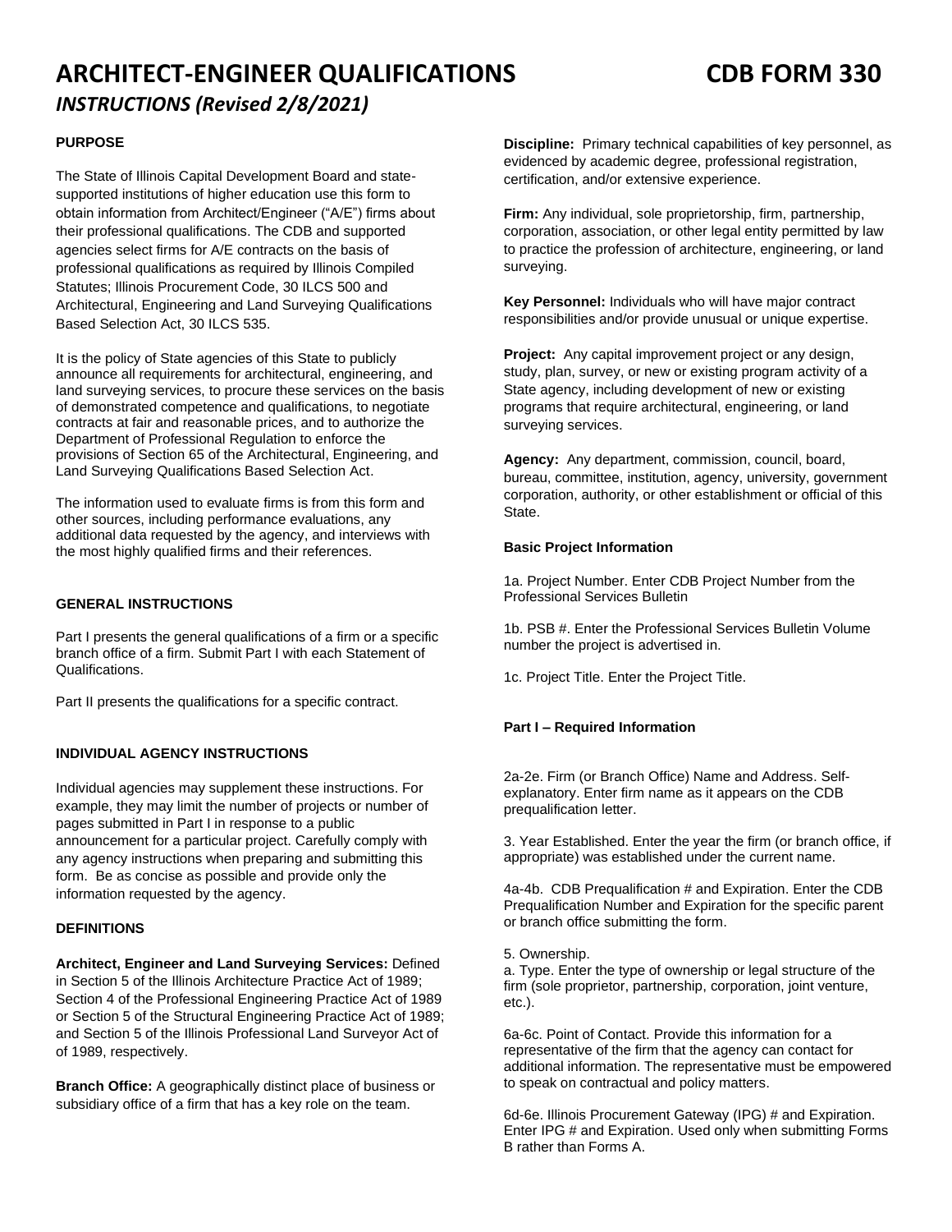# ARCHITECT-ENGINEER QUALIFICATIONS CDB FORM 330

## *INSTRUCTIONS (Revised 2/8/2021)*

**PURPOSE**

The State of Illinois Capital Development Board and state-supported institutions of higher education use this form to obtain information from Architect/Engineer ("A/E") firms about their professional qualifications. The CDB and supported agencies select firms for A/E contracts on the basis of professional qualifications as required by Illinois Compiled Statutes; Illinois Procurement Code, 30 ILCS 500 and Architectural, Engineering and Land Surveying Qualifications Based Selection Act, 30 ILCS 535.

It is the policy of State agencies of this State to publicly announce all requirements for architectural, engineering, and land surveying services, to procure these services on the basis of demonstrated competence and qualifications, to negotiate contracts at fair and reasonable prices, and to authorize the Department of Professional Regulation to enforce the provisions of Section 65 of the Architectural, Engineering, and Land Surveying Qualifications Based Selection Act.

The information used to evaluate firms is from this form and other sources, including performance evaluations, any additional data requested by the agency, and interviews with the most highly qualified firms and their references.

**GENERAL INSTRUCTIONS**

Part I presents the general qualifications of a firm or a specific branch office of a firm. Submit Part I with each Statement of Qualifications.

Part II presents the qualifications for a specific contract.

**INDIVIDUAL AGENCY INSTRUCTIONS**

Individual agencies may supplement these instructions. For example, they may limit the number of projects or number of pages submitted in Part I in response to a public announcement for a particular project. Carefully comply with any agency instructions when preparing and submitting this form. Be as concise as possible and provide only the information requested by the agency.

**DEFINITIONS**

**Architect, Engineer and Land Surveying Services:** Defined in Section 5 of the Illinois Architecture Practice Act of 1989; Section 4 of the Professional Engineering Practice Act of 1989 or Section 5 of the Structural Engineering Practice Act of 1989; and Section 5 of the Illinois Professional Land Surveyor Act of of 1989, respectively.

**Branch Office:** A geographically distinct place of business or subsidiary office of a firm that has a key role on the team.

**Discipline:** Primary technical capabilities of key personnel, as evidenced by academic degree, professional registration, certification, and/or extensive experience.

**Firm:** Any individual, sole proprietorship, firm, partnership, corporation, association, or other legal entity permitted by law to practice the profession of architecture, engineering, or land surveying.

**Key Personnel:** Individuals who will have major contract responsibilities and/or provide unusual or unique expertise.

**Project:** Any capital improvement project or any design, study, plan, survey, or new or existing program activity of a State agency, including development of new or existing programs that require architectural, engineering, or land surveying services.

**Agency:** Any department, commission, council, board, bureau, committee, institution, agency, university, government corporation, authority, or other establishment or official of this State.

**Basic Project Information**

1a. Project Number. Enter CDB Project Number from the Professional Services Bulletin

1b. PSB #. Enter the Professional Services Bulletin Volume number the project is advertised in.

1c. Project Title. Enter the Project Title.

**Part I – Required Information**

2a-2e. Firm (or Branch Office) Name and Address. Self-explanatory. Enter firm name as it appears on the CDB prequalification letter.

3. Year Established. Enter the year the firm (or branch office, if appropriate) was established under the current name.

4a-4b. CDB Prequalification # and Expiration. Enter the CDB Prequalification Number and Expiration for the specific parent or branch office submitting the form.

5. Ownership.
a. Type. Enter the type of ownership or legal structure of the firm (sole proprietor, partnership, corporation, joint venture, etc.).

6a-6c. Point of Contact. Provide this information for a representative of the firm that the agency can contact for additional information. The representative must be empowered to speak on contractual and policy matters.

6d-6e. Illinois Procurement Gateway (IPG) # and Expiration. Enter IPG # and Expiration. Used only when submitting Forms B rather than Forms A.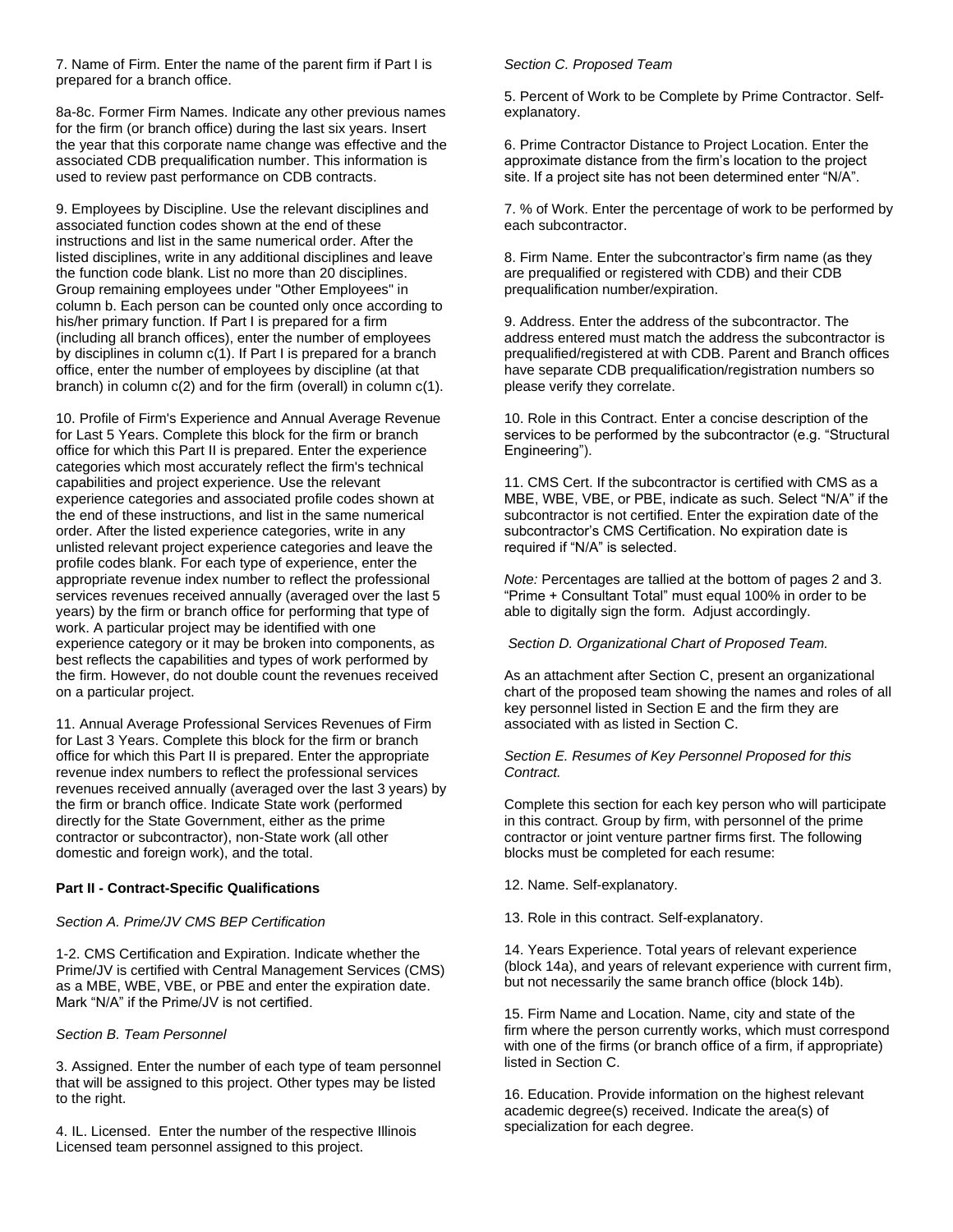7. Name of Firm. Enter the name of the parent firm if Part I is prepared for a branch office.

8a-8c. Former Firm Names. Indicate any other previous names for the firm (or branch office) during the last six years. Insert the year that this corporate name change was effective and the associated CDB prequalification number. This information is used to review past performance on CDB contracts.

9. Employees by Discipline. Use the relevant disciplines and associated function codes shown at the end of these instructions and list in the same numerical order. After the listed disciplines, write in any additional disciplines and leave the function code blank. List no more than 20 disciplines. Group remaining employees under "Other Employees" in column b. Each person can be counted only once according to his/her primary function. If Part I is prepared for a firm (including all branch offices), enter the number of employees by disciplines in column c(1). If Part I is prepared for a branch office, enter the number of employees by discipline (at that branch) in column c(2) and for the firm (overall) in column c(1).

10. Profile of Firm's Experience and Annual Average Revenue for Last 5 Years. Complete this block for the firm or branch office for which this Part II is prepared. Enter the experience categories which most accurately reflect the firm's technical capabilities and project experience. Use the relevant experience categories and associated profile codes shown at the end of these instructions, and list in the same numerical order. After the listed experience categories, write in any unlisted relevant project experience categories and leave the profile codes blank. For each type of experience, enter the appropriate revenue index number to reflect the professional services revenues received annually (averaged over the last 5 years) by the firm or branch office for performing that type of work. A particular project may be identified with one experience category or it may be broken into components, as best reflects the capabilities and types of work performed by the firm. However, do not double count the revenues received on a particular project.

11. Annual Average Professional Services Revenues of Firm for Last 3 Years. Complete this block for the firm or branch office for which this Part II is prepared. Enter the appropriate revenue index numbers to reflect the professional services revenues received annually (averaged over the last 3 years) by the firm or branch office. Indicate State work (performed directly for the State Government, either as the prime contractor or subcontractor), non-State work (all other domestic and foreign work), and the total.

**Part II - Contract-Specific Qualifications**

*Section A. Prime/JV CMS BEP Certification*

1-2. CMS Certification and Expiration. Indicate whether the Prime/JV is certified with Central Management Services (CMS) as a MBE, WBE, VBE, or PBE and enter the expiration date. Mark “N/A” if the Prime/JV is not certified.

*Section B. Team Personnel*

3. Assigned. Enter the number of each type of team personnel that will be assigned to this project. Other types may be listed to the right.

4. IL. Licensed. Enter the number of the respective Illinois Licensed team personnel assigned to this project.

*Section C. Proposed Team*

5. Percent of Work to be Complete by Prime Contractor. Self-explanatory.

6. Prime Contractor Distance to Project Location. Enter the approximate distance from the firm’s location to the project site. If a project site has not been determined enter “N/A”.

7. % of Work. Enter the percentage of work to be performed by each subcontractor.

8. Firm Name. Enter the subcontractor’s firm name (as they are prequalified or registered with CDB) and their CDB prequalification number/expiration.

9. Address. Enter the address of the subcontractor. The address entered must match the address the subcontractor is prequalified/registered at with CDB. Parent and Branch offices have separate CDB prequalification/registration numbers so please verify they correlate.

10. Role in this Contract. Enter a concise description of the services to be performed by the subcontractor (e.g. “Structural Engineering”).

11. CMS Cert. If the subcontractor is certified with CMS as a MBE, WBE, VBE, or PBE, indicate as such. Select “N/A” if the subcontractor is not certified. Enter the expiration date of the subcontractor’s CMS Certification. No expiration date is required if “N/A” is selected.

*Note:* Percentages are tallied at the bottom of pages 2 and 3. “Prime + Consultant Total” must equal 100% in order to be able to digitally sign the form. Adjust accordingly.

*Section D. Organizational Chart of Proposed Team.*

As an attachment after Section C, present an organizational chart of the proposed team showing the names and roles of all key personnel listed in Section E and the firm they are associated with as listed in Section C.

*Section E. Resumes of Key Personnel Proposed for this Contract.*

Complete this section for each key person who will participate in this contract. Group by firm, with personnel of the prime contractor or joint venture partner firms first. The following blocks must be completed for each resume:

12. Name. Self-explanatory.

13. Role in this contract. Self-explanatory.

14. Years Experience. Total years of relevant experience (block 14a), and years of relevant experience with current firm, but not necessarily the same branch office (block 14b).

15. Firm Name and Location. Name, city and state of the firm where the person currently works, which must correspond with one of the firms (or branch office of a firm, if appropriate) listed in Section C.

16. Education. Provide information on the highest relevant academic degree(s) received. Indicate the area(s) of specialization for each degree.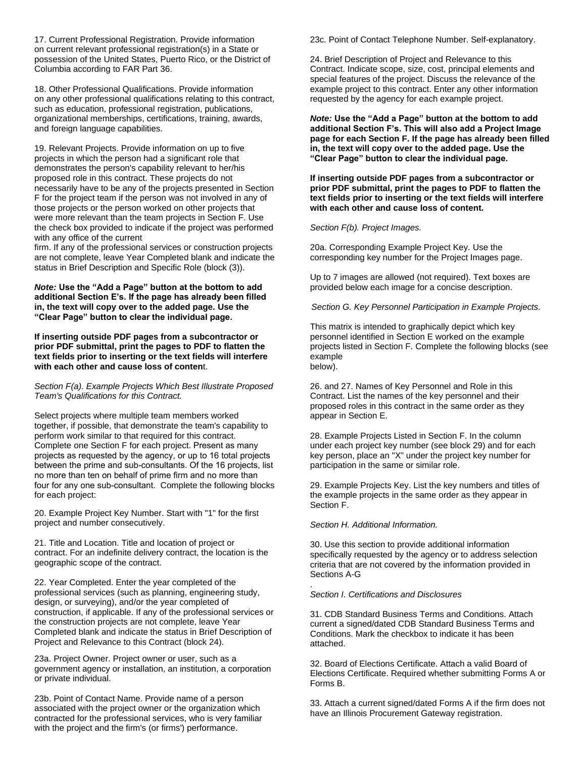17. Current Professional Registration. Provide information on current relevant professional registration(s) in a State or possession of the United States, Puerto Rico, or the District of Columbia according to FAR Part 36.

18. Other Professional Qualifications. Provide information on any other professional qualifications relating to this contract, such as education, professional registration, publications, organizational memberships, certifications, training, awards, and foreign language capabilities.

19. Relevant Projects. Provide information on up to five projects in which the person had a significant role that demonstrates the person's capability relevant to her/his proposed role in this contract. These projects do not necessarily have to be any of the projects presented in Section F for the project team if the person was not involved in any of those projects or the person worked on other projects that were more relevant than the team projects in Section F. Use the check box provided to indicate if the project was performed with any office of the current firm. If any of the professional services or construction projects are not complete, leave Year Completed blank and indicate the status in Brief Description and Specific Role (block (3)).

***Note:*** **Use the "Add a Page" button at the bottom to add additional Section E's. If the page has already been filled in, the text will copy over to the added page. Use the "Clear Page" button to clear the individual page.**

**If inserting outside PDF pages from a subcontractor or prior PDF submittal, print the pages to PDF to flatten the text fields prior to inserting or the text fields will interfere with each other and cause loss of conten**t.

*Section F(a). Example Projects Which Best Illustrate Proposed Team's Qualifications for this Contract.*

Select projects where multiple team members worked together, if possible, that demonstrate the team's capability to perform work similar to that required for this contract. Complete one Section F for each project. Present as many projects as requested by the agency, or up to 16 total projects between the prime and sub-consultants. Of the 16 projects, list no more than ten on behalf of prime firm and no more than four for any one sub-consultant. Complete the following blocks for each project:

20. Example Project Key Number. Start with "1" for the first project and number consecutively.

21. Title and Location. Title and location of project or contract. For an indefinite delivery contract, the location is the geographic scope of the contract.

22. Year Completed. Enter the year completed of the professional services (such as planning, engineering study, design, or surveying), and/or the year completed of construction, if applicable. If any of the professional services or the construction projects are not complete, leave Year Completed blank and indicate the status in Brief Description of Project and Relevance to this Contract (block 24).

23a. Project Owner. Project owner or user, such as a government agency or installation, an institution, a corporation or private individual.

23b. Point of Contact Name. Provide name of a person associated with the project owner or the organization which contracted for the professional services, who is very familiar with the project and the firm's (or firms') performance.

23c. Point of Contact Telephone Number. Self-explanatory.

24. Brief Description of Project and Relevance to this Contract. Indicate scope, size, cost, principal elements and special features of the project. Discuss the relevance of the example project to this contract. Enter any other information requested by the agency for each example project.

***Note:*** **Use the "Add a Page" button at the bottom to add additional Section F's. This will also add a Project Image page for each Section F. If the page has already been filled in, the text will copy over to the added page. Use the "Clear Page" button to clear the individual page.**

**If inserting outside PDF pages from a subcontractor or prior PDF submittal, print the pages to PDF to flatten the text fields prior to inserting or the text fields will interfere with each other and cause loss of content.**

*Section F(b). Project Images.*

20a. Corresponding Example Project Key. Use the corresponding key number for the Project Images page.

Up to 7 images are allowed (not required). Text boxes are provided below each image for a concise description.

*Section G. Key Personnel Participation in Example Projects.*

This matrix is intended to graphically depict which key personnel identified in Section E worked on the example projects listed in Section F. Complete the following blocks (see example below).

26. and 27. Names of Key Personnel and Role in this Contract. List the names of the key personnel and their proposed roles in this contract in the same order as they appear in Section E.

28. Example Projects Listed in Section F. In the column under each project key number (see block 29) and for each key person, place an "X" under the project key number for participation in the same or similar role.

29. Example Projects Key. List the key numbers and titles of the example projects in the same order as they appear in Section F.

*Section H. Additional Information.*

30. Use this section to provide additional information specifically requested by the agency or to address selection criteria that are not covered by the information provided in Sections A-G.

*Section I. Certifications and Disclosures*

31. CDB Standard Business Terms and Conditions. Attach current a signed/dated CDB Standard Business Terms and Conditions. Mark the checkbox to indicate it has been attached.

32. Board of Elections Certificate. Attach a valid Board of Elections Certificate. Required whether submitting Forms A or Forms B.

33. Attach a current signed/dated Forms A if the firm does not have an Illinois Procurement Gateway registration.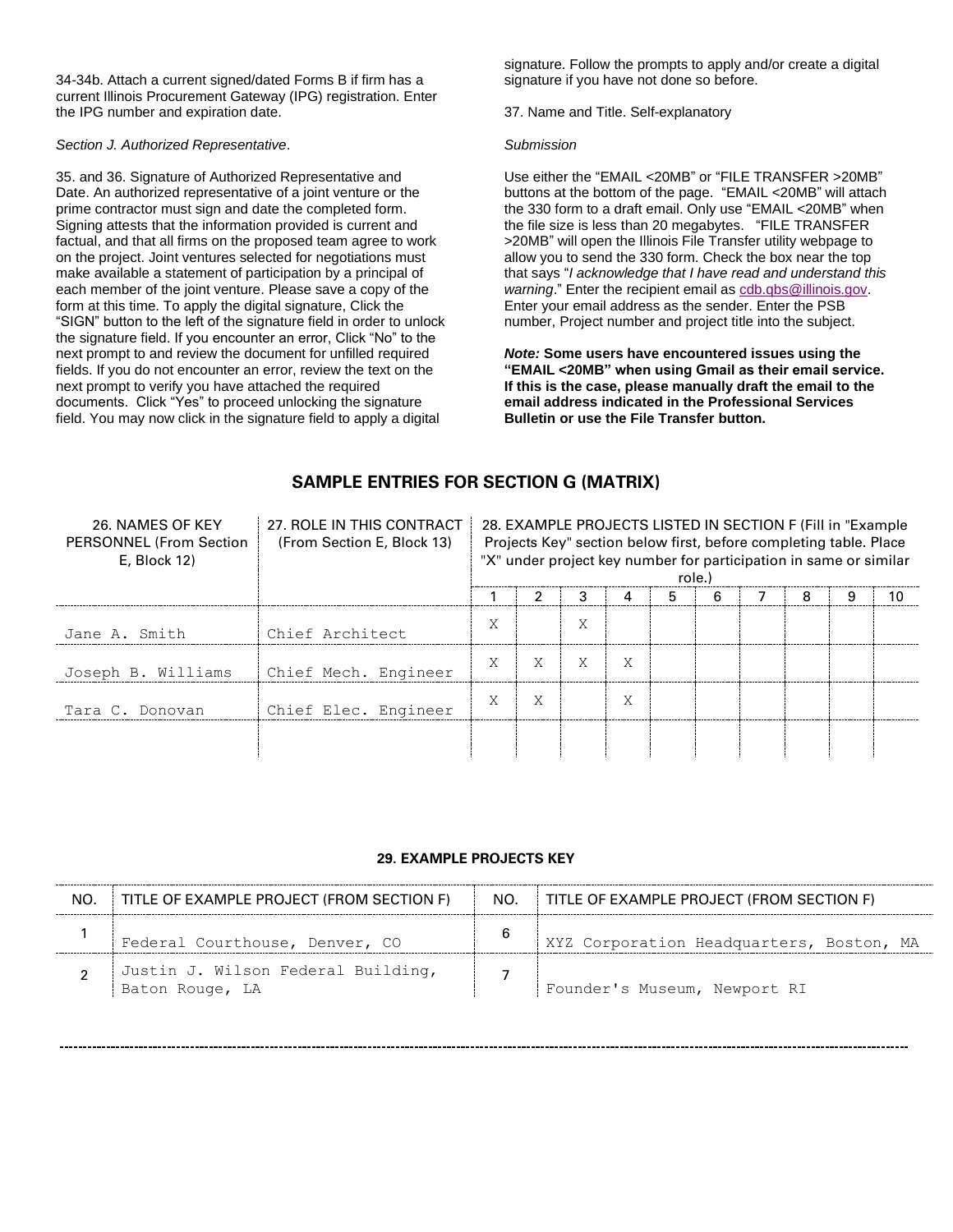34-34b. Attach a current signed/dated Forms B if firm has a current Illinois Procurement Gateway (IPG) registration. Enter the IPG number and expiration date.

*Section J. Authorized Representative*.

35. and 36. Signature of Authorized Representative and Date. An authorized representative of a joint venture or the prime contractor must sign and date the completed form. Signing attests that the information provided is current and factual, and that all firms on the proposed team agree to work on the project. Joint ventures selected for negotiations must make available a statement of participation by a principal of each member of the joint venture. Please save a copy of the form at this time. To apply the digital signature, Click the "SIGN" button to the left of the signature field in order to unlock the signature field. If you encounter an error, Click "No" to the next prompt to and review the document for unfilled required fields. If you do not encounter an error, review the text on the next prompt to verify you have attached the required documents. Click "Yes" to proceed unlocking the signature field. You may now click in the signature field to apply a digital signature. Follow the prompts to apply and/or create a digital signature if you have not done so before.

37. Name and Title. Self-explanatory

*Submission*

Use either the "EMAIL <20MB" or "FILE TRANSFER >20MB" buttons at the bottom of the page. "EMAIL <20MB" will attach the 330 form to a draft email. Only use "EMAIL <20MB" when the file size is less than 20 megabytes. "FILE TRANSFER >20MB" will open the Illinois File Transfer utility webpage to allow you to send the 330 form. Check the box near the top that says "*I acknowledge that I have read and understand this warning*." Enter the recipient email as cdb.qbs@illinois.gov. Enter your email address as the sender. Enter the PSB number, Project number and project title into the subject.

***Note:*** **Some users have encountered issues using the "EMAIL <20MB" when using Gmail as their email service. If this is the case, please manually draft the email to the email address indicated in the Professional Services Bulletin or use the File Transfer button.**

## SAMPLE ENTRIES FOR SECTION G (MATRIX)

| 26. NAMES OF KEY PERSONNEL (From Section E, Block 12) | 27. ROLE IN THIS CONTRACT (From Section E, Block 13) | 28. EXAMPLE PROJECTS LISTED IN SECTION F (Fill in "Example Projects Key" section below first, before completing table. Place "X" under project key number for participation in same or similar role.) | | | | | | | | | |
|---|---|---|---|---|---|---|---|---|---|---|---|
| | | 1 | 2 | 3 | 4 | 5 | 6 | 7 | 8 | 9 | 10 |
| Jane A. Smith | Chief Architect | X | | X | | | | | | | |
| Joseph B. Williams | Chief Mech. Engineer | X | X | X | X | | | | | | |
| Tara C. Donovan | Chief Elec. Engineer | X | X | | X | | | | | | |
| | | | | | | | | | | | |

### 29. EXAMPLE PROJECTS KEY

| NO. | TITLE OF EXAMPLE PROJECT (FROM SECTION F) | NO. | TITLE OF EXAMPLE PROJECT (FROM SECTION F) |
|---|---|---|---|
| 1 | Federal Courthouse, Denver, CO | 6 | XYZ Corporation Headquarters, Boston, MA |
| 2 | Justin J. Wilson Federal Building, Baton Rouge, LA | 7 | Founder's Museum, Newport RI |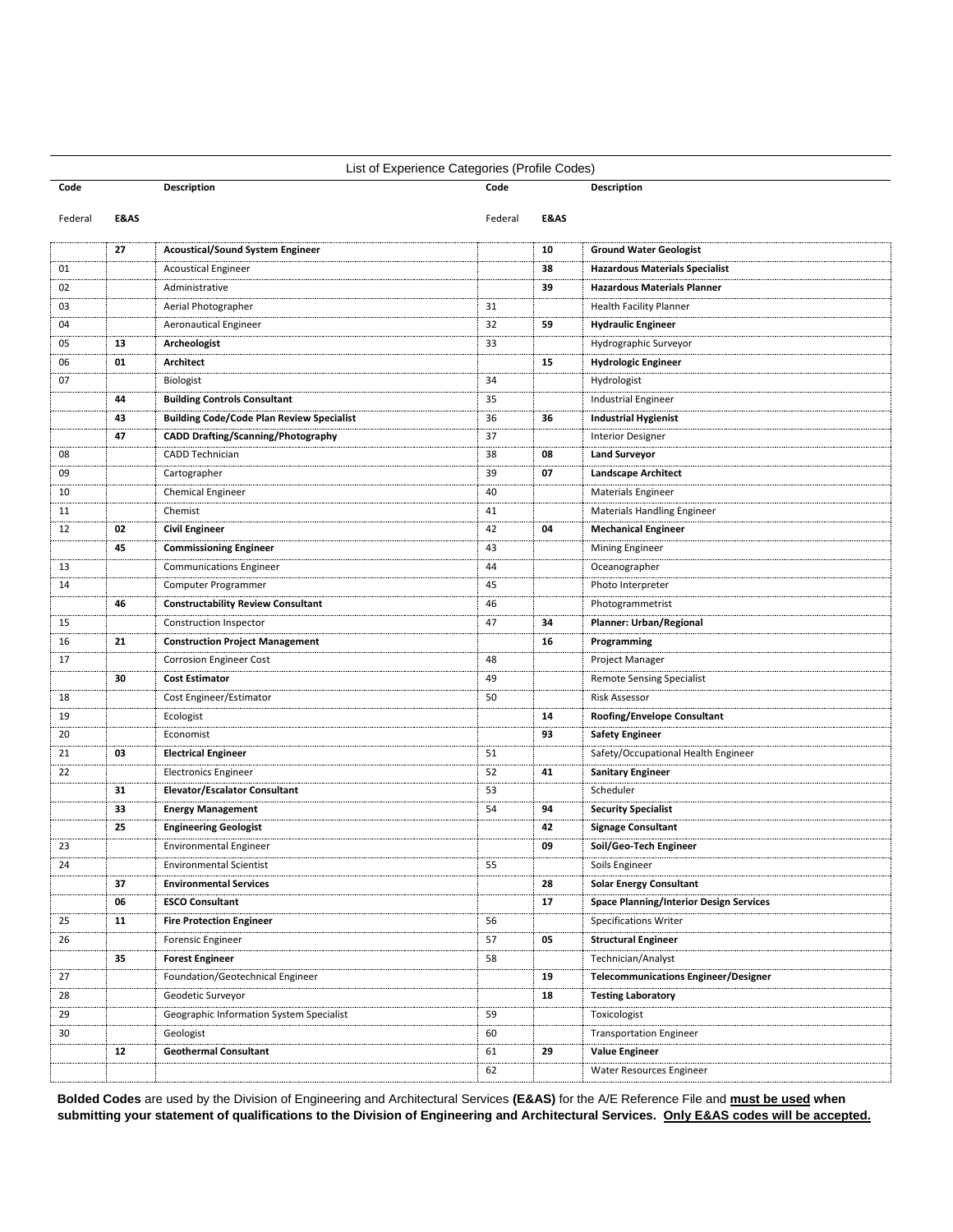List of Experience Categories (Profile Codes)

| Code Federal | E&AS | Description | Code Federal | E&AS | Description |
|---|---|---|---|---|---|
| | **27** | **Acoustical/Sound System Engineer** | | **10** | **Ground Water Geologist** |
| 01 | | Acoustical Engineer | | **38** | **Hazardous Materials Specialist** |
| 02 | | Administrative | | **39** | **Hazardous Materials Planner** |
| 03 | | Aerial Photographer | 31 | | Health Facility Planner |
| 04 | | Aeronautical Engineer | 32 | **59** | **Hydraulic Engineer** |
| 05 | **13** | **Archeologist** | 33 | | Hydrographic Surveyor |
| 06 | **01** | **Architect** | | **15** | **Hydrologic Engineer** |
| 07 | | Biologist | 34 | | Hydrologist |
| | **44** | **Building Controls Consultant** | 35 | | Industrial Engineer |
| | **43** | **Building Code/Code Plan Review Specialist** | 36 | **36** | **Industrial Hygienist** |
| | **47** | **CADD Drafting/Scanning/Photography** | 37 | | Interior Designer |
| 08 | | CADD Technician | 38 | **08** | **Land Surveyor** |
| 09 | | Cartographer | 39 | **07** | **Landscape Architect** |
| 10 | | Chemical Engineer | 40 | | Materials Engineer |
| 11 | | Chemist | 41 | | Materials Handling Engineer |
| 12 | **02** | **Civil Engineer** | 42 | **04** | **Mechanical Engineer** |
| | **45** | **Commissioning Engineer** | 43 | | Mining Engineer |
| 13 | | Communications Engineer | 44 | | Oceanographer |
| 14 | | Computer Programmer | 45 | | Photo Interpreter |
| | **46** | **Constructability Review Consultant** | 46 | | Photogrammetrist |
| 15 | | Construction Inspector | 47 | **34** | **Planner: Urban/Regional** |
| 16 | **21** | **Construction Project Management** | | **16** | **Programming** |
| 17 | | Corrosion Engineer Cost | 48 | | Project Manager |
| | **30** | **Cost Estimator** | 49 | | Remote Sensing Specialist |
| 18 | | Cost Engineer/Estimator | 50 | | Risk Assessor |
| 19 | | Ecologist | | **14** | **Roofing/Envelope Consultant** |
| 20 | | Economist | | **93** | **Safety Engineer** |
| 21 | **03** | **Electrical Engineer** | 51 | | Safety/Occupational Health Engineer |
| 22 | | Electronics Engineer | 52 | **41** | **Sanitary Engineer** |
| | **31** | **Elevator/Escalator Consultant** | 53 | | Scheduler |
| | **33** | **Energy Management** | 54 | **94** | **Security Specialist** |
| | **25** | **Engineering Geologist** | | **42** | **Signage Consultant** |
| 23 | | Environmental Engineer | | **09** | **Soil/Geo-Tech Engineer** |
| 24 | | Environmental Scientist | 55 | | Soils Engineer |
| | **37** | **Environmental Services** | | **28** | **Solar Energy Consultant** |
| | **06** | **ESCO Consultant** | | **17** | **Space Planning/Interior Design Services** |
| 25 | **11** | **Fire Protection Engineer** | 56 | | Specifications Writer |
| 26 | | Forensic Engineer | 57 | **05** | **Structural Engineer** |
| | **35** | **Forest Engineer** | 58 | | Technician/Analyst |
| 27 | | Foundation/Geotechnical Engineer | | **19** | **Telecommunications Engineer/Designer** |
| 28 | | Geodetic Surveyor | | **18** | **Testing Laboratory** |
| 29 | | Geographic Information System Specialist | 59 | | Toxicologist |
| 30 | | Geologist | 60 | | Transportation Engineer |
| | **12** | **Geothermal Consultant** | 61 | **29** | **Value Engineer** |
| | | | 62 | | Water Resources Engineer |

**Bolded Codes** are used by the Division of Engineering and Architectural Services **(E&AS)** for the A/E Reference File and **must be used when submitting your statement of qualifications to the Division of Engineering and Architectural Services. Only E&AS codes will be accepted.**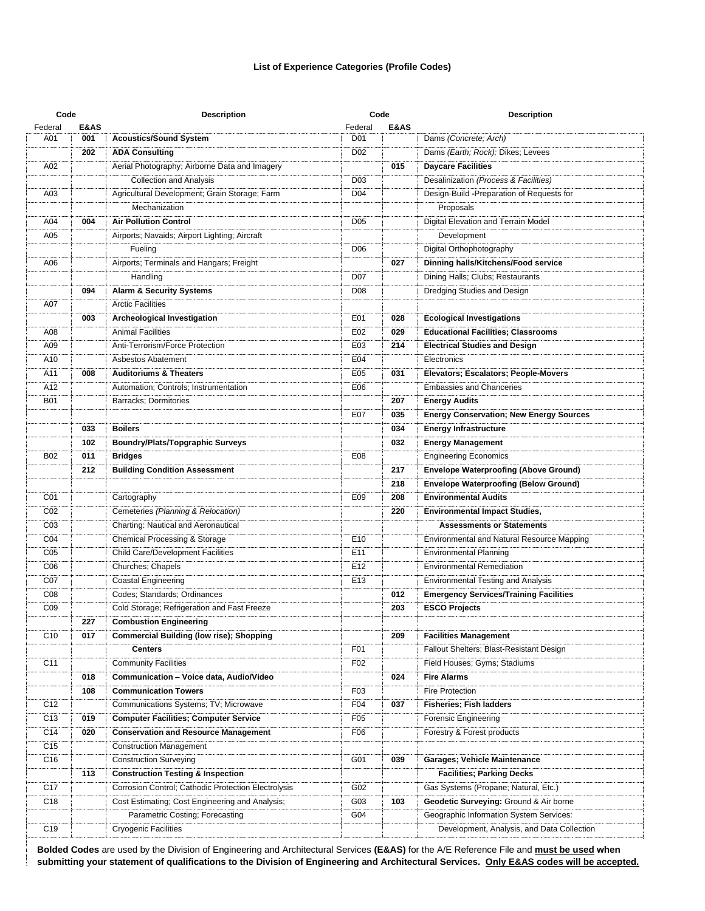**List of Experience Categories (Profile Codes)**

| Code | | Description | Code | | Description |
|---|---|---|---|---|---|
| Federal | E&AS | | Federal | E&AS | |
| A01 | **001** | **Acoustics/Sound System** | D01 | | Dams *(Concrete; Arch)* |
| | **202** | **ADA Consulting** | D02 | | Dams *(Earth; Rock);* Dikes; Levees |
| A02 | | Aerial Photography; Airborne Data and Imagery | | **015** | **Daycare Facilities** |
| | | Collection and Analysis | D03 | | Desalinization *(Process & Facilities)* |
| A03 | | Agricultural Development; Grain Storage; Farm | D04 | | Design-Build -Preparation of Requests for |
| | | Mechanization | | | Proposals |
| A04 | **004** | **Air Pollution Control** | D05 | | Digital Elevation and Terrain Model |
| A05 | | Airports; Navaids; Airport Lighting; Aircraft | | | Development |
| | | Fueling | D06 | | Digital Orthophotography |
| A06 | | Airports; Terminals and Hangars; Freight | | **027** | **Dinning halls/Kitchens/Food service** |
| | | Handling | D07 | | Dining Halls; Clubs; Restaurants |
| | **094** | **Alarm & Security Systems** | D08 | | Dredging Studies and Design |
| A07 | | Arctic Facilities | | | |
| | **003** | **Archeological Investigation** | E01 | **028** | **Ecological Investigations** |
| A08 | | Animal Facilities | E02 | **029** | **Educational Facilities; Classrooms** |
| A09 | | Anti-Terrorism/Force Protection | E03 | **214** | **Electrical Studies and Design** |
| A10 | | Asbestos Abatement | E04 | | Electronics |
| A11 | **008** | **Auditoriums & Theaters** | E05 | **031** | **Elevators; Escalators; People-Movers** |
| A12 | | Automation; Controls; Instrumentation | E06 | | Embassies and Chanceries |
| B01 | | Barracks; Dormitories | | **207** | **Energy Audits** |
| | | | E07 | **035** | **Energy Conservation; New Energy Sources** |
| | **033** | **Boilers** | | **034** | **Energy Infrastructure** |
| | **102** | **Boundry/Plats/Topgraphic Surveys** | | **032** | **Energy Management** |
| B02 | **011** | **Bridges** | E08 | | Engineering Economics |
| | **212** | **Building Condition Assessment** | | **217** | **Envelope Waterproofing (Above Ground)** |
| | | | | **218** | **Envelope Waterproofing (Below Ground)** |
| C01 | | Cartography | E09 | **208** | **Environmental Audits** |
| C02 | | Cemeteries *(Planning & Relocation)* | | **220** | **Environmental Impact Studies,** |
| C03 | | Charting: Nautical and Aeronautical | | | **Assessments or Statements** |
| C04 | | Chemical Processing & Storage | E10 | | Environmental and Natural Resource Mapping |
| C05 | | Child Care/Development Facilities | E11 | | Environmental Planning |
| C06 | | Churches; Chapels | E12 | | Environmental Remediation |
| C07 | | Coastal Engineering | E13 | | Environmental Testing and Analysis |
| C08 | | Codes; Standards; Ordinances | | **012** | **Emergency Services/Training Facilities** |
| C09 | | Cold Storage; Refrigeration and Fast Freeze | | **203** | **ESCO Projects** |
| | **227** | **Combustion Engineering** | | | |
| C10 | **017** | **Commercial Building (low rise); Shopping** | | **209** | **Facilities Management** |
| | | **Centers** | F01 | | Fallout Shelters; Blast-Resistant Design |
| C11 | | Community Facilities | F02 | | Field Houses; Gyms; Stadiums |
| | **018** | **Communication – Voice data, Audio/Video** | | **024** | **Fire Alarms** |
| | **108** | **Communication Towers** | F03 | | Fire Protection |
| C12 | | Communications Systems; TV; Microwave | F04 | **037** | **Fisheries; Fish ladders** |
| C13 | **019** | **Computer Facilities; Computer Service** | F05 | | Forensic Engineering |
| C14 | **020** | **Conservation and Resource Management** | F06 | | Forestry & Forest products |
| C15 | | Construction Management | | | |
| C16 | | Construction Surveying | G01 | **039** | **Garages; Vehicle Maintenance** |
| | **113** | **Construction Testing & Inspection** | | | **Facilities; Parking Decks** |
| C17 | | Corrosion Control; Cathodic Protection Electrolysis | G02 | | Gas Systems (Propane; Natural, Etc.) |
| C18 | | Cost Estimating; Cost Engineering and Analysis; | G03 | **103** | **Geodetic Surveying:** Ground & Air borne |
| | | Parametric Costing; Forecasting | G04 | | Geographic Information System Services: |
| C19 | | Cryogenic Facilities | | | Development, Analysis, and Data Collection |

**Bolded Codes** are used by the Division of Engineering and Architectural Services **(E&AS)** for the A/E Reference File and **must be used when submitting your statement of qualifications to the Division of Engineering and Architectural Services. Only E&AS codes will be accepted.**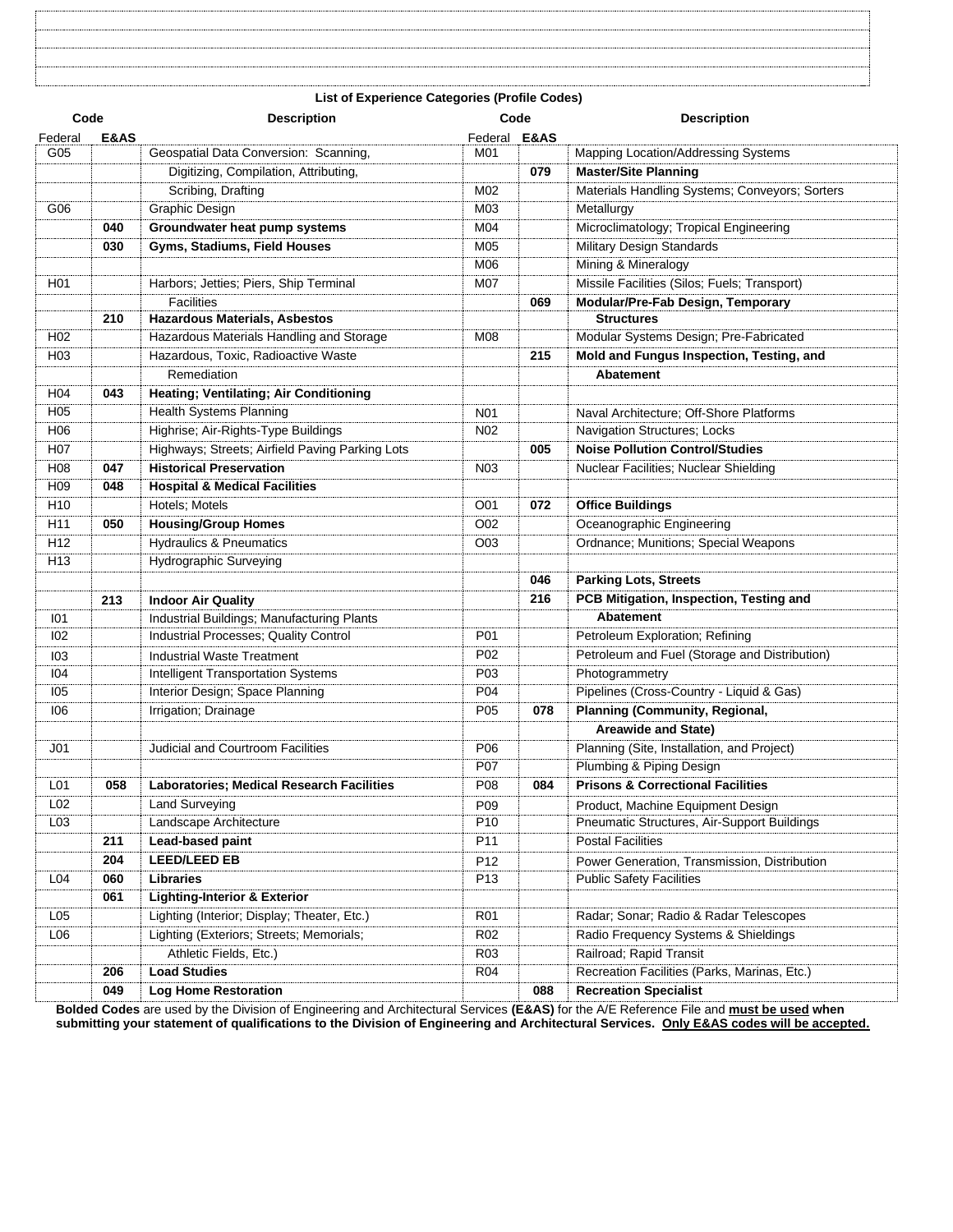**List of Experience Categories (Profile Codes)**

| Code | | Description | Code | | Description |
|---|---|---|---|---|---|
| Federal | **E&AS** | | Federal | **E&AS** | |
| G05 | | Geospatial Data Conversion: Scanning, Digitizing, Compilation, Attributing, Scribing, Drafting | M01 | | Mapping Location/Addressing Systems |
| | | | | **079** | **Master/Site Planning** |
| | | | M02 | | Materials Handling Systems; Conveyors; Sorters |
| G06 | | Graphic Design | M03 | | Metallurgy |
| | **040** | **Groundwater heat pump systems** | M04 | | Microclimatology; Tropical Engineering |
| | **030** | **Gyms, Stadiums, Field Houses** | M05 | | Military Design Standards |
| | | | M06 | | Mining & Mineralogy |
| H01 | | Harbors; Jetties; Piers, Ship Terminal Facilities | M07 | | Missile Facilities (Silos; Fuels; Transport) |
| | | | | **069** | **Modular/Pre-Fab Design, Temporary Structures** |
| | **210** | **Hazardous Materials, Asbestos** | | | |
| H02 | | Hazardous Materials Handling and Storage | M08 | | Modular Systems Design; Pre-Fabricated |
| H03 | | Hazardous, Toxic, Radioactive Waste Remediation | | **215** | **Mold and Fungus Inspection, Testing, and Abatement** |
| H04 | **043** | **Heating; Ventilating; Air Conditioning** | | | |
| H05 | | Health Systems Planning | N01 | | Naval Architecture; Off-Shore Platforms |
| H06 | | Highrise; Air-Rights-Type Buildings | N02 | | Navigation Structures; Locks |
| H07 | | Highways; Streets; Airfield Paving Parking Lots | | **005** | **Noise Pollution Control/Studies** |
| H08 | **047** | **Historical Preservation** | N03 | | Nuclear Facilities; Nuclear Shielding |
| H09 | **048** | **Hospital & Medical Facilities** | | | |
| H10 | | Hotels; Motels | O01 | **072** | **Office Buildings** |
| H11 | **050** | **Housing/Group Homes** | O02 | | Oceanographic Engineering |
| H12 | | Hydraulics & Pneumatics | O03 | | Ordnance; Munitions; Special Weapons |
| H13 | | Hydrographic Surveying | | | |
| | | | | **046** | **Parking Lots, Streets** |
| | **213** | **Indoor Air Quality** | | **216** | **PCB Mitigation, Inspection, Testing and Abatement** |
| I01 | | Industrial Buildings; Manufacturing Plants | | | |
| I02 | | Industrial Processes; Quality Control | P01 | | Petroleum Exploration; Refining |
| I03 | | Industrial Waste Treatment | P02 | | Petroleum and Fuel (Storage and Distribution) |
| I04 | | Intelligent Transportation Systems | P03 | | Photogrammetry |
| I05 | | Interior Design; Space Planning | P04 | | Pipelines (Cross-Country - Liquid & Gas) |
| I06 | | Irrigation; Drainage | P05 | **078** | **Planning (Community, Regional, Areawide and State)** |
| J01 | | Judicial and Courtroom Facilities | P06 | | Planning (Site, Installation, and Project) |
| | | | P07 | | Plumbing & Piping Design |
| L01 | **058** | **Laboratories; Medical Research Facilities** | P08 | **084** | **Prisons & Correctional Facilities** |
| L02 | | Land Surveying | P09 | | Product, Machine Equipment Design |
| L03 | | Landscape Architecture | P10 | | Pneumatic Structures, Air-Support Buildings |
| | **211** | **Lead-based paint** | P11 | | Postal Facilities |
| | **204** | **LEED/LEED EB** | P12 | | Power Generation, Transmission, Distribution |
| L04 | **060** | **Libraries** | P13 | | Public Safety Facilities |
| | **061** | **Lighting-Interior & Exterior** | | | |
| L05 | | Lighting (Interior; Display; Theater, Etc.) | R01 | | Radar; Sonar; Radio & Radar Telescopes |
| L06 | | Lighting (Exteriors; Streets; Memorials; Athletic Fields, Etc.) | R02 | | Radio Frequency Systems & Shieldings |
| | | | R03 | | Railroad; Rapid Transit |
| | **206** | **Load Studies** | R04 | | Recreation Facilities (Parks, Marinas, Etc.) |
| | **049** | **Log Home Restoration** | | **088** | **Recreation Specialist** |

**Bolded Codes** are used by the Division of Engineering and Architectural Services **(E&AS)** for the A/E Reference File and **must be used when submitting your statement of qualifications to the Division of Engineering and Architectural Services. Only E&AS codes will be accepted.**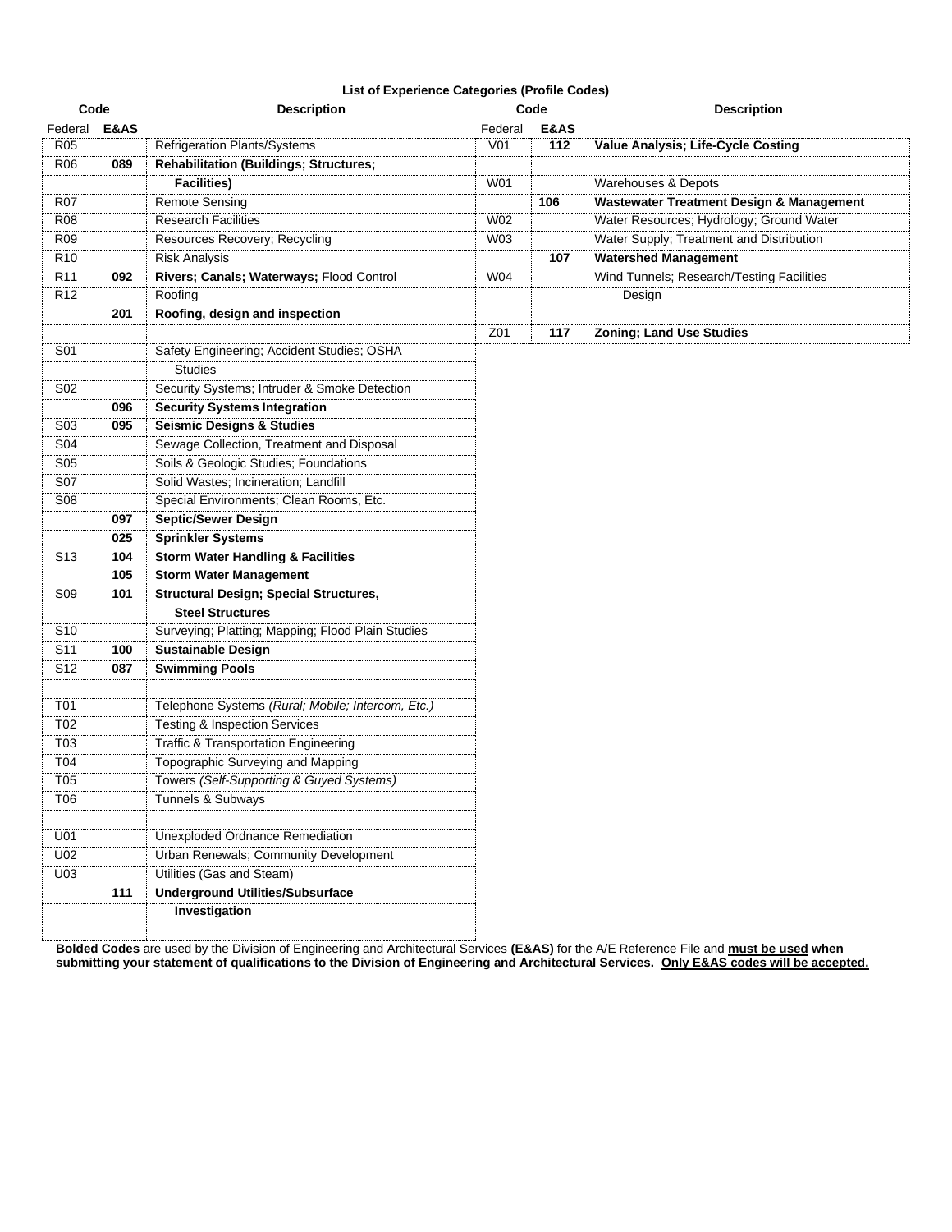**List of Experience Categories (Profile Codes)**

| Code | | Description | Code | | Description |
|---|---|---|---|---|---|
| Federal | E&AS | | Federal | E&AS | |
| R05 | | Refrigeration Plants/Systems | V01 | **112** | **Value Analysis; Life-Cycle Costing** |
| R06 | **089** | **Rehabilitation (Buildings; Structures; Facilities)** | | | |
| | | | W01 | | Warehouses & Depots |
| R07 | | Remote Sensing | | **106** | **Wastewater Treatment Design & Management** |
| R08 | | Research Facilities | W02 | | Water Resources; Hydrology; Ground Water |
| R09 | | Resources Recovery; Recycling | W03 | | Water Supply; Treatment and Distribution |
| R10 | | Risk Analysis | | **107** | **Watershed Management** |
| R11 | **092** | **Rivers; Canals; Waterways;** Flood Control | W04 | | Wind Tunnels; Research/Testing Facilities Design |
| R12 | | Roofing | | | |
| | **201** | **Roofing, design and inspection** | | | |
| | | | Z01 | **117** | **Zoning; Land Use Studies** |
| S01 | | Safety Engineering; Accident Studies; OSHA Studies | | | |
| S02 | | Security Systems; Intruder & Smoke Detection | | | |
| | **096** | **Security Systems Integration** | | | |
| S03 | **095** | **Seismic Designs & Studies** | | | |
| S04 | | Sewage Collection, Treatment and Disposal | | | |
| S05 | | Soils & Geologic Studies; Foundations | | | |
| S07 | | Solid Wastes; Incineration; Landfill | | | |
| S08 | | Special Environments; Clean Rooms, Etc. | | | |
| | **097** | **Septic/Sewer Design** | | | |
| | **025** | **Sprinkler Systems** | | | |
| S13 | **104** | **Storm Water Handling & Facilities** | | | |
| | **105** | **Storm Water Management** | | | |
| S09 | **101** | **Structural Design; Special Structures, Steel Structures** | | | |
| S10 | | Surveying; Platting; Mapping; Flood Plain Studies | | | |
| S11 | **100** | **Sustainable Design** | | | |
| S12 | **087** | **Swimming Pools** | | | |
| T01 | | Telephone Systems *(Rural; Mobile; Intercom, Etc.)* | | | |
| T02 | | Testing & Inspection Services | | | |
| T03 | | Traffic & Transportation Engineering | | | |
| T04 | | Topographic Surveying and Mapping | | | |
| T05 | | Towers *(Self-Supporting & Guyed Systems)* | | | |
| T06 | | Tunnels & Subways | | | |
| U01 | | Unexploded Ordnance Remediation | | | |
| U02 | | Urban Renewals; Community Development | | | |
| U03 | | Utilities (Gas and Steam) | | | |
| | **111** | **Underground Utilities/Subsurface Investigation** | | | |

**Bolded Codes** are used by the Division of Engineering and Architectural Services **(E&AS)** for the A/E Reference File and **must be used when submitting your statement of qualifications to the Division of Engineering and Architectural Services. Only E&AS codes will be accepted.**